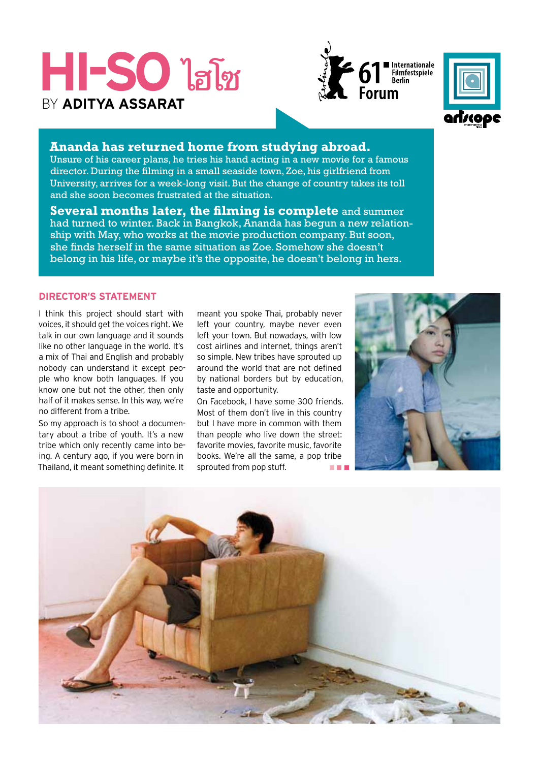# HI-SO ไฮโซ

BY **ADITYA ASSARAT**

61 Internationale Filmfestspiele Berlin Forum

artscope

**Ananda has returned home from studying abroad.** Unsure of his career plans, he tries his hand acting in a new movie for a famous director. During the filming in a small seaside town, Zoe, his girlfriend from University, arrives for a week-long visit. But the change of country takes its toll and she soon becomes frustrated at the situation.

**Several months later, the filming is complete** and summer had turned to winter. Back in Bangkok, Ananda has begun a new relationship with May, who works at the movie production company. But soon, she finds herself in the same situation as Zoe. Somehow she doesn't belong in his life, or maybe it's the opposite, he doesn't belong in hers.

## DIRECTOR'S STATEMENT

I think this project should start with voices, it should get the voices right. We talk in our own language and it sounds like no other language in the world. It's a mix of Thai and English and probably nobody can understand it except people who know both languages. If you know one but not the other, then only half of it makes sense. In this way, we're no different from a tribe.

So my approach is to shoot a documentary about a tribe of youth. It's a new tribe which only recently came into being. A century ago, if you were born in Thailand, it meant something definite. It meant you spoke Thai, probably never left your country, maybe never even left your town. But nowadays, with low cost airlines and internet, things aren't so simple. New tribes have sprouted up around the world that are not defined by national borders but by education, taste and opportunity.

On Facebook, I have some 300 friends. Most of them don't live in this country but I have more in common with them than people who live down the street: favorite movies, favorite music, favorite books. We're all the same, a pop tribe sprouted from pop stuff.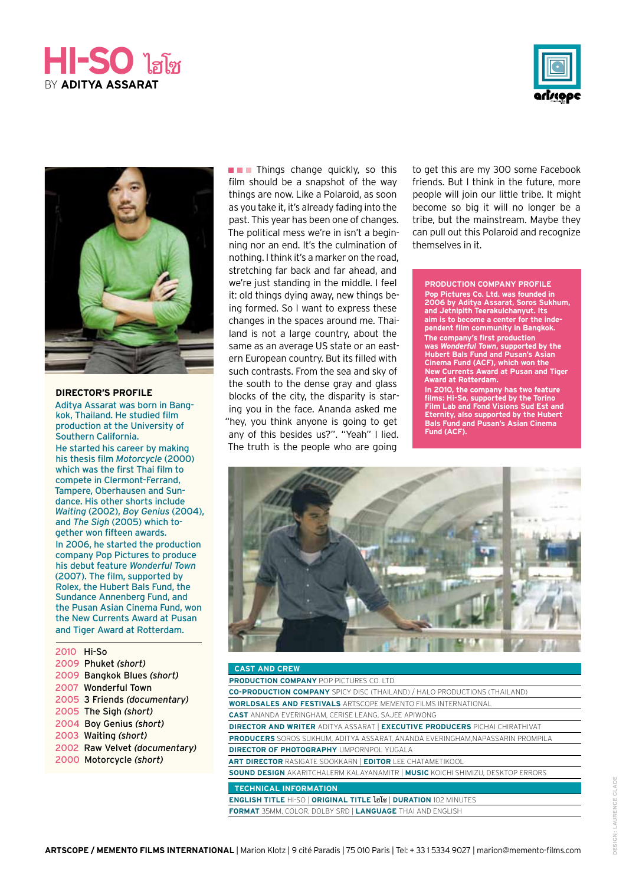# HI-SO ไฮโซ

BY **ADITYA ASSARAT**

### DIRECTOR'S PROFILE

Aditya Assarat was born in Bangkok, Thailand. He studied film production at the University of Southern California.

He started his career by making his thesis film *Motorcycle* (2000) which was the first Thai film to compete in Clermont-Ferrand, Tampere, Oberhausen and Sundance. His other shorts include *Waiting* (2002), *Boy Genius* (2004), and *The Sigh* (2005) which together won fifteen awards.

In 2006, he started the production company Pop Pictures to produce his debut feature *Wonderful Town* (2007). The film, supported by Rolex, the Hubert Bals Fund, the Sundance Annenberg Fund, and the Pusan Asian Cinema Fund, won the New Currents Award at Pusan and Tiger Award at Rotterdam.

- 2010 Hi-So
- 2009 Phuket *(short)*
- 2009 Bangkok Blues *(short)*
- 2007 Wonderful Town
- 2005 3 Friends *(documentary)*
- 2005 The Sigh *(short)*
- 2004 Boy Genius *(short)*
- 2003 Waiting *(short)*
- 2002 Raw Velvet *(documentary)*
- 2000 Motorcycle *(short)*

Things change quickly, so this film should be a snapshot of the way things are now. Like a Polaroid, as soon as you take it, it's already fading into the past. This year has been one of changes. The political mess we're in isn't a beginning nor an end. It's the culmination of nothing. I think it's a marker on the road, stretching far back and far ahead, and we're just standing in the middle. I feel it: old things dying away, new things being formed. So I want to express these changes in the spaces around me. Thailand is not a large country, about the same as an average US state or an eastern European country. But its filled with such contrasts. From the sea and sky of the south to the dense gray and glass blocks of the city, the disparity is staring you in the face. Ananda asked me "hey, you think anyone is going to get any of this besides us?". "Yeah" I lied. The truth is the people who are going to get this are my 300 some Facebook friends. But I think in the future, more people will join our little tribe. It might become so big it will no longer be a tribe, but the mainstream. Maybe they can pull out this Polaroid and recognize themselves in it.

### PRODUCTION COMPANY PROFILE

Pop Pictures Co. Ltd. was founded in 2006 by Aditya Assarat, Soros Sukhum, and Jetnipith Teerakulchanyut. Its aim is to become a center for the independent film community in Bangkok.

The company's first production was *Wonderful Town*, supported by the Hubert Bals Fund and Pusan's Asian Cinema Fund (ACF), which won the New Currents Award at Pusan and Tiger Award at Rotterdam.

In 2010, the company has two feature films: Hi-So, supported by the Torino Film Lab and Fond Visions Sud Est and Eternity, also supported by the Hubert Bals Fund and Pusan's Asian Cinema Fund (ACF).

### CAST AND CREW

**PRODUCTION COMPANY** POP PICTURES CO. LTD.
**CO-PRODUCTION COMPANY** SPICY DISC (THAILAND) / HALO PRODUCTIONS (THAILAND)
**WORLDSALES AND FESTIVALS** ARTSCOPE MEMENTO FILMS INTERNATIONAL
**CAST** ANANDA EVERINGHAM, CERISE LEANG, SAJEE APIWONG
**DIRECTOR AND WRITER** ADITYA ASSARAT | **EXECUTIVE PRODUCERS** PICHAI CHIRATHIVAT
**PRODUCERS** SOROS SUKHUM, ADITYA ASSARAT, ANANDA EVERINGHAM,NAPASSARIN PROMPILA
**DIRECTOR OF PHOTOGRAPHY** UMPORNPOL YUGALA
**ART DIRECTOR** RASIGATE SOOKKARN | **EDITOR** LEE CHATAMETIKOOL
**SOUND DESIGN** AKARITCHALERM KALAYANAMITR | **MUSIC** KOICHI SHIMIZU, DESKTOP ERRORS

### TECHNICAL INFORMATION

**ENGLISH TITLE** HI-SO | **ORIGINAL TITLE** ไฮโซ | **DURATION** 102 MINUTES
**FORMAT** 35MM, COLOR, DOLBY SRD | **LANGUAGE** THAI AND ENGLISH

**ARTSCOPE / MEMENTO FILMS INTERNATIONAL** | Marion Klotz | 9 cité Paradis | 75 010 Paris | Tel: + 33 1 5334 9027 | marion@memento-films.com

DESIGN: LAURENCE CLADE